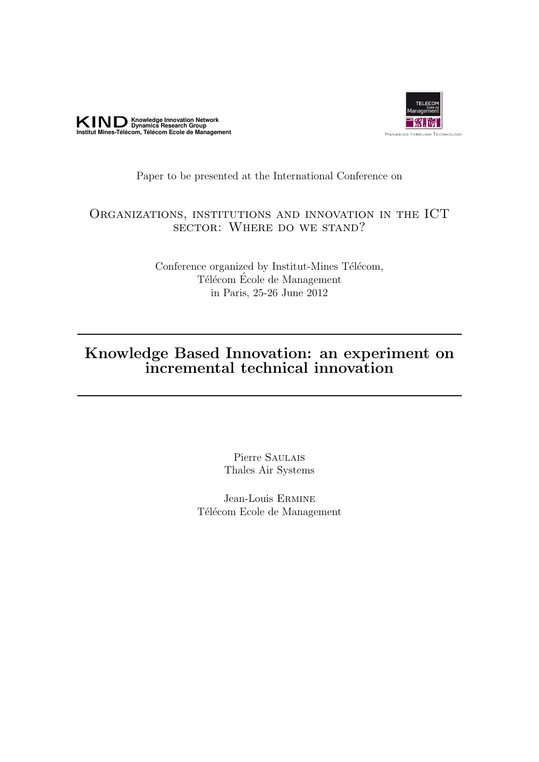**KIND** Knowledge Innovation Network Dynamics Research Group
Institut Mines-Télécom, Télécom Ecole de Management

TELECOM Ecole de Management
Managing through Technology

Paper to be presented at the International Conference on

Organizations, institutions and innovation in the ICT sector: Where do we stand?

Conference organized by Institut-Mines Télécom,
Télécom École de Management
in Paris, 25-26 June 2012

# Knowledge Based Innovation: an experiment on incremental technical innovation

Pierre Saulais
Thales Air Systems

Jean-Louis Ermine
Télécom Ecole de Management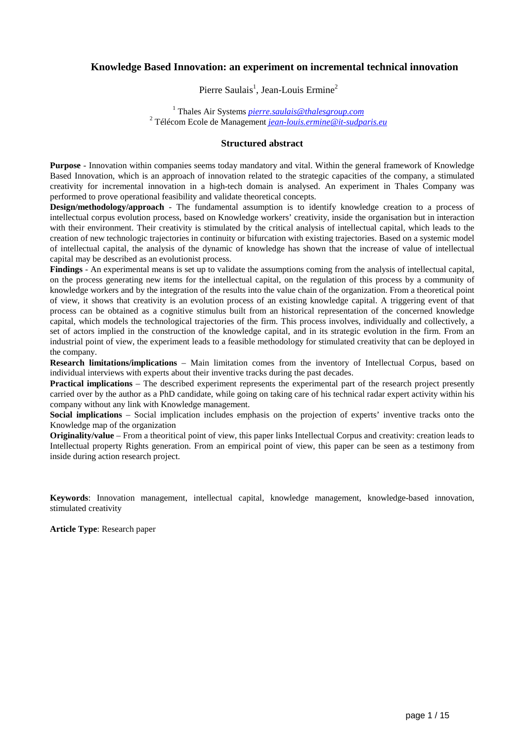# Knowledge Based Innovation: an experiment on incremental technical innovation

Pierre Saulais[1], Jean-Louis Ermine[2]

[1] Thales Air Systems *pierre.saulais@thalesgroup.com*
[2] Télécom Ecole de Management *jean-louis.ermine@it-sudparis.eu*

## Structured abstract

**Purpose** - Innovation within companies seems today mandatory and vital. Within the general framework of Knowledge Based Innovation, which is an approach of innovation related to the strategic capacities of the company, a stimulated creativity for incremental innovation in a high-tech domain is analysed. An experiment in Thales Company was performed to prove operational feasibility and validate theoretical concepts.

**Design/methodology/approach** - The fundamental assumption is to identify knowledge creation to a process of intellectual corpus evolution process, based on Knowledge workers' creativity, inside the organisation but in interaction with their environment. Their creativity is stimulated by the critical analysis of intellectual capital, which leads to the creation of new technologic trajectories in continuity or bifurcation with existing trajectories. Based on a systemic model of intellectual capital, the analysis of the dynamic of knowledge has shown that the increase of value of intellectual capital may be described as an evolutionist process.

**Findings** - An experimental means is set up to validate the assumptions coming from the analysis of intellectual capital, on the process generating new items for the intellectual capital, on the regulation of this process by a community of knowledge workers and by the integration of the results into the value chain of the organization. From a theoretical point of view, it shows that creativity is an evolution process of an existing knowledge capital. A triggering event of that process can be obtained as a cognitive stimulus built from an historical representation of the concerned knowledge capital, which models the technological trajectories of the firm. This process involves, individually and collectively, a set of actors implied in the construction of the knowledge capital, and in its strategic evolution in the firm. From an industrial point of view, the experiment leads to a feasible methodology for stimulated creativity that can be deployed in the company.

**Research limitations/implications** – Main limitation comes from the inventory of Intellectual Corpus, based on individual interviews with experts about their inventive tracks during the past decades.

**Practical implications** – The described experiment represents the experimental part of the research project presently carried over by the author as a PhD candidate, while going on taking care of his technical radar expert activity within his company without any link with Knowledge management.

**Social implications** – Social implication includes emphasis on the projection of experts' inventive tracks onto the Knowledge map of the organization

**Originality/value** – From a theoritical point of view, this paper links Intellectual Corpus and creativity: creation leads to Intellectual property Rights generation. From an empirical point of view, this paper can be seen as a testimony from inside during action research project.

**Keywords**: Innovation management, intellectual capital, knowledge management, knowledge-based innovation, stimulated creativity

**Article Type**: Research paper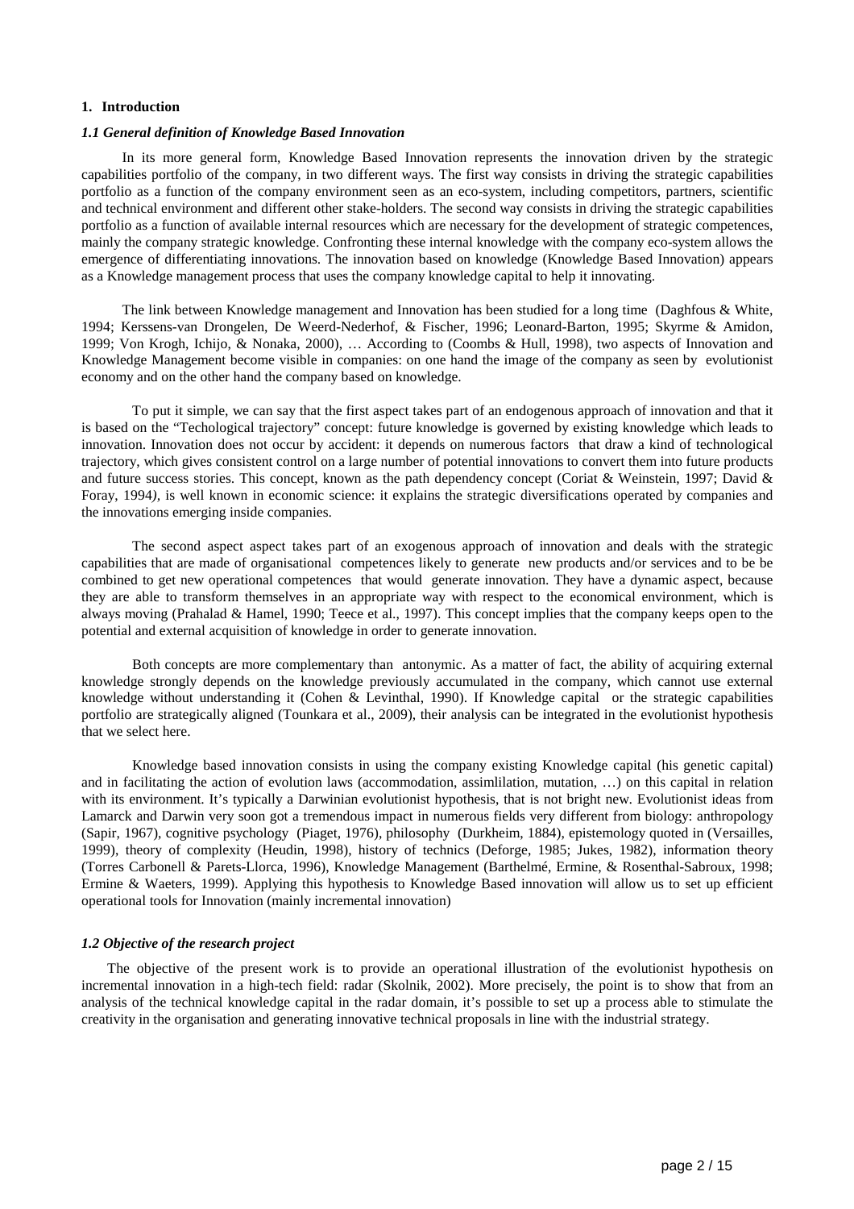## 1. Introduction

### *1.1 General definition of Knowledge Based Innovation*

In its more general form, Knowledge Based Innovation represents the innovation driven by the strategic capabilities portfolio of the company, in two different ways. The first way consists in driving the strategic capabilities portfolio as a function of the company environment seen as an eco-system, including competitors, partners, scientific and technical environment and different other stake-holders. The second way consists in driving the strategic capabilities portfolio as a function of available internal resources which are necessary for the development of strategic competences, mainly the company strategic knowledge. Confronting these internal knowledge with the company eco-system allows the emergence of differentiating innovations. The innovation based on knowledge (Knowledge Based Innovation) appears as a Knowledge management process that uses the company knowledge capital to help it innovating.

The link between Knowledge management and Innovation has been studied for a long time (Daghfous & White, 1994; Kerssens-van Drongelen, De Weerd-Nederhof, & Fischer, 1996; Leonard-Barton, 1995; Skyrme & Amidon, 1999; Von Krogh, Ichijo, & Nonaka, 2000), … According to (Coombs & Hull, 1998), two aspects of Innovation and Knowledge Management become visible in companies: on one hand the image of the company as seen by evolutionist economy and on the other hand the company based on knowledge.

To put it simple, we can say that the first aspect takes part of an endogenous approach of innovation and that it is based on the "Techological trajectory" concept: future knowledge is governed by existing knowledge which leads to innovation. Innovation does not occur by accident: it depends on numerous factors that draw a kind of technological trajectory, which gives consistent control on a large number of potential innovations to convert them into future products and future success stories. This concept, known as the path dependency concept (Coriat & Weinstein, 1997; David & Foray, 1994*)*, is well known in economic science: it explains the strategic diversifications operated by companies and the innovations emerging inside companies.

The second aspect aspect takes part of an exogenous approach of innovation and deals with the strategic capabilities that are made of organisational competences likely to generate new products and/or services and to be be combined to get new operational competences that would generate innovation. They have a dynamic aspect, because they are able to transform themselves in an appropriate way with respect to the economical environment, which is always moving (Prahalad & Hamel, 1990; Teece et al., 1997). This concept implies that the company keeps open to the potential and external acquisition of knowledge in order to generate innovation.

Both concepts are more complementary than antonymic. As a matter of fact, the ability of acquiring external knowledge strongly depends on the knowledge previously accumulated in the company, which cannot use external knowledge without understanding it (Cohen & Levinthal, 1990). If Knowledge capital or the strategic capabilities portfolio are strategically aligned (Tounkara et al., 2009), their analysis can be integrated in the evolutionist hypothesis that we select here.

Knowledge based innovation consists in using the company existing Knowledge capital (his genetic capital) and in facilitating the action of evolution laws (accommodation, assimlilation, mutation, …) on this capital in relation with its environment. It's typically a Darwinian evolutionist hypothesis, that is not bright new. Evolutionist ideas from Lamarck and Darwin very soon got a tremendous impact in numerous fields very different from biology: anthropology (Sapir, 1967), cognitive psychology (Piaget, 1976), philosophy (Durkheim, 1884), epistemology quoted in (Versailles, 1999), theory of complexity (Heudin, 1998), history of technics (Deforge, 1985; Jukes, 1982), information theory (Torres Carbonell & Parets-Llorca, 1996), Knowledge Management (Barthelmé, Ermine, & Rosenthal-Sabroux, 1998; Ermine & Waeters, 1999). Applying this hypothesis to Knowledge Based innovation will allow us to set up efficient operational tools for Innovation (mainly incremental innovation)

### *1.2 Objective of the research project*

The objective of the present work is to provide an operational illustration of the evolutionist hypothesis on incremental innovation in a high-tech field: radar (Skolnik, 2002). More precisely, the point is to show that from an analysis of the technical knowledge capital in the radar domain, it's possible to set up a process able to stimulate the creativity in the organisation and generating innovative technical proposals in line with the industrial strategy.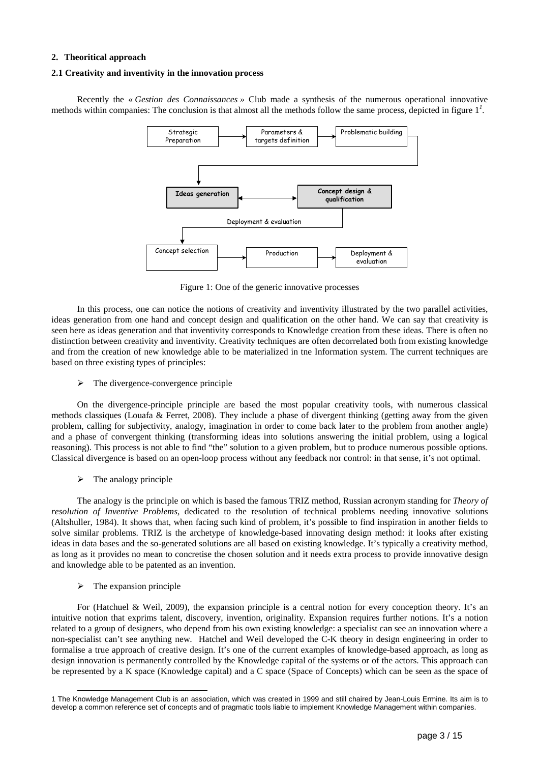## 2. Theoritical approach

### 2.1 Creativity and inventivity in the innovation process

Recently the « *Gestion des Connaissances* » Club made a synthesis of the numerous operational innovative methods within companies: The conclusion is that almost all the methods follow the same process, depicted in figure 1[1].

Figure 1: One of the generic innovative processes

In this process, one can notice the notions of creativity and inventivity illustrated by the two parallel activities, ideas generation from one hand and concept design and qualification on the other hand. We can say that creativity is seen here as ideas generation and that inventivity corresponds to Knowledge creation from these ideas. There is often no distinction between creativity and inventivity. Creativity techniques are often decorrelated both from existing knowledge and from the creation of new knowledge able to be materialized in tne Information system. The current techniques are based on three existing types of principles:

- The divergence-convergence principle

On the divergence-principle principle are based the most popular creativity tools, with numerous classical methods classiques (Louafa & Ferret, 2008). They include a phase of divergent thinking (getting away from the given problem, calling for subjectivity, analogy, imagination in order to come back later to the problem from another angle) and a phase of convergent thinking (transforming ideas into solutions answering the initial problem, using a logical reasoning). This process is not able to find "the" solution to a given problem, but to produce numerous possible options. Classical divergence is based on an open-loop process without any feedback nor control: in that sense, it's not optimal.

- The analogy principle

The analogy is the principle on which is based the famous TRIZ method, Russian acronym standing for *Theory of resolution of Inventive Problems*, dedicated to the resolution of technical problems needing innovative solutions (Altshuller, 1984). It shows that, when facing such kind of problem, it's possible to find inspiration in another fields to solve similar problems. TRIZ is the archetype of knowledge-based innovating design method: it looks after existing ideas in data bases and the so-generated solutions are all based on existing knowledge. It's typically a creativity method, as long as it provides no mean to concretise the chosen solution and it needs extra process to provide innovative design and knowledge able to be patented as an invention.

- The expansion principle

For (Hatchuel & Weil, 2009), the expansion principle is a central notion for every conception theory. It's an intuitive notion that exprims talent, discovery, invention, originality. Expansion requires further notions. It's a notion related to a group of designers, who depend from his own existing knowledge: a specialist can see an innovation where a non-specialist can't see anything new. Hatchel and Weil developed the C-K theory in design engineering in order to formalise a true approach of creative design. It's one of the current examples of knowledge-based approach, as long as design innovation is permanently controlled by the Knowledge capital of the systems or of the actors. This approach can be represented by a K space (Knowledge capital) and a C space (Space of Concepts) which can be seen as the space of

---

[1] The Knowledge Management Club is an association, which was created in 1999 and still chaired by Jean-Louis Ermine. Its aim is to develop a common reference set of concepts and of pragmatic tools liable to implement Knowledge Management within companies.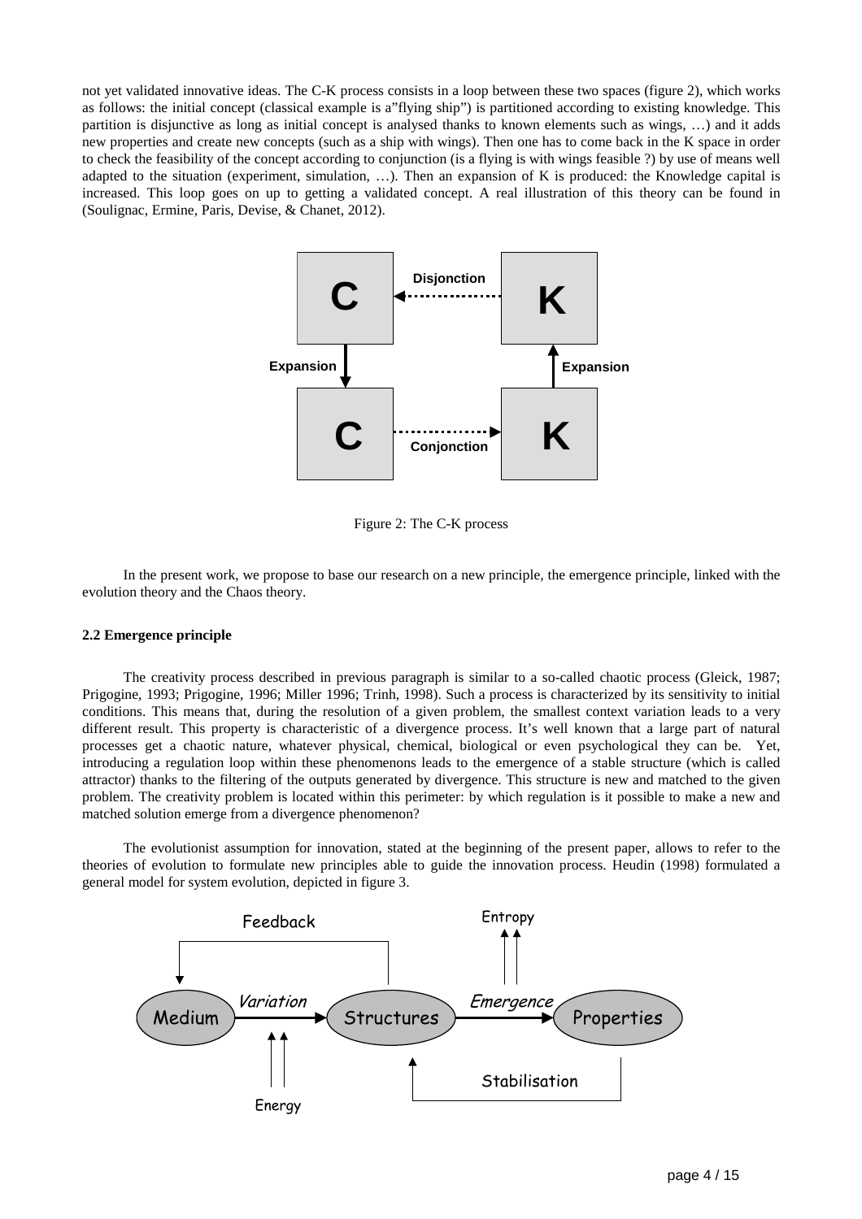not yet validated innovative ideas. The C-K process consists in a loop between these two spaces (figure 2), which works as follows: the initial concept (classical example is a"flying ship") is partitioned according to existing knowledge. This partition is disjunctive as long as initial concept is analysed thanks to known elements such as wings, …) and it adds new properties and create new concepts (such as a ship with wings). Then one has to come back in the K space in order to check the feasibility of the concept according to conjunction (is a flying is with wings feasible ?) by use of means well adapted to the situation (experiment, simulation, …). Then an expansion of K is produced: the Knowledge capital is increased. This loop goes on up to getting a validated concept. A real illustration of this theory can be found in (Soulignac, Ermine, Paris, Devise, & Chanet, 2012).

Figure 2: The C-K process

In the present work, we propose to base our research on a new principle, the emergence principle, linked with the evolution theory and the Chaos theory.

**2.2 Emergence principle**

The creativity process described in previous paragraph is similar to a so-called chaotic process (Gleick, 1987; Prigogine, 1993; Prigogine, 1996; Miller 1996; Trinh, 1998). Such a process is characterized by its sensitivity to initial conditions. This means that, during the resolution of a given problem, the smallest context variation leads to a very different result. This property is characteristic of a divergence process. It's well known that a large part of natural processes get a chaotic nature, whatever physical, chemical, biological or even psychological they can be. Yet, introducing a regulation loop within these phenomenons leads to the emergence of a stable structure (which is called attractor) thanks to the filtering of the outputs generated by divergence. This structure is new and matched to the given problem. The creativity problem is located within this perimeter: by which regulation is it possible to make a new and matched solution emerge from a divergence phenomenon?

The evolutionist assumption for innovation, stated at the beginning of the present paper, allows to refer to the theories of evolution to formulate new principles able to guide the innovation process. Heudin (1998) formulated a general model for system evolution, depicted in figure 3.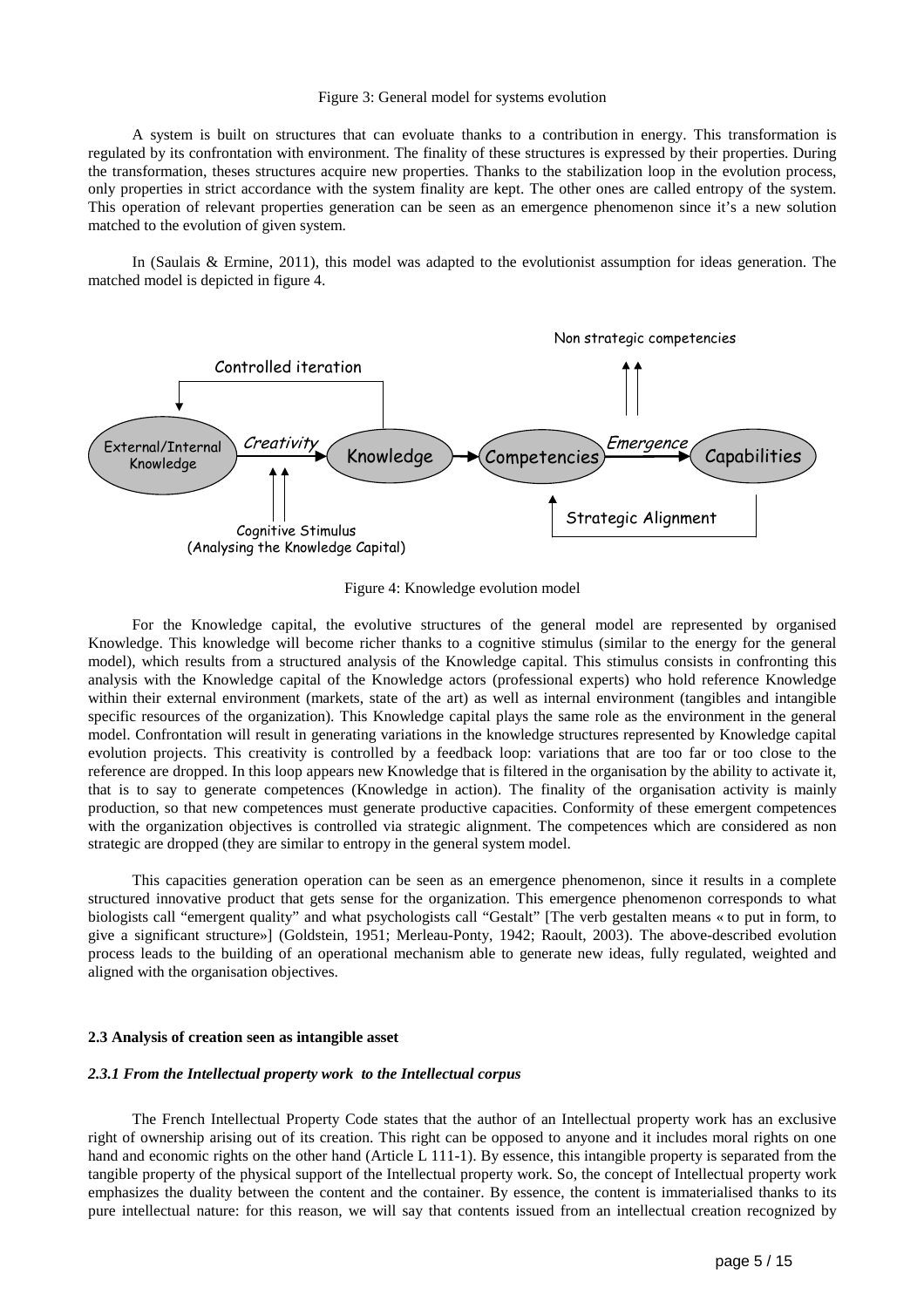Figure 3: General model for systems evolution

A system is built on structures that can evoluate thanks to a contribution in energy. This transformation is regulated by its confrontation with environment. The finality of these structures is expressed by their properties. During the transformation, theses structures acquire new properties. Thanks to the stabilization loop in the evolution process, only properties in strict accordance with the system finality are kept. The other ones are called entropy of the system. This operation of relevant properties generation can be seen as an emergence phenomenon since it's a new solution matched to the evolution of given system.

In (Saulais & Ermine, 2011), this model was adapted to the evolutionist assumption for ideas generation. The matched model is depicted in figure 4.

Non strategic competencies

Controlled iteration

External/Internal Knowledge — *Creativity* → Knowledge → Competencies — *Emergence* → Capabilities

Cognitive Stimulus (Analysing the Knowledge Capital)

Strategic Alignment

Figure 4: Knowledge evolution model

For the Knowledge capital, the evolutive structures of the general model are represented by organised Knowledge. This knowledge will become richer thanks to a cognitive stimulus (similar to the energy for the general model), which results from a structured analysis of the Knowledge capital. This stimulus consists in confronting this analysis with the Knowledge capital of the Knowledge actors (professional experts) who hold reference Knowledge within their external environment (markets, state of the art) as well as internal environment (tangibles and intangible specific resources of the organization). This Knowledge capital plays the same role as the environment in the general model. Confrontation will result in generating variations in the knowledge structures represented by Knowledge capital evolution projects. This creativity is controlled by a feedback loop: variations that are too far or too close to the reference are dropped. In this loop appears new Knowledge that is filtered in the organisation by the ability to activate it, that is to say to generate competences (Knowledge in action). The finality of the organisation activity is mainly production, so that new competences must generate productive capacities. Conformity of these emergent competences with the organization objectives is controlled via strategic alignment. The competences which are considered as non strategic are dropped (they are similar to entropy in the general system model.

This capacities generation operation can be seen as an emergence phenomenon, since it results in a complete structured innovative product that gets sense for the organization. This emergence phenomenon corresponds to what biologists call "emergent quality" and what psychologists call "Gestalt" [The verb gestalten means « to put in form, to give a significant structure»] (Goldstein, 1951; Merleau-Ponty, 1942; Raoult, 2003). The above-described evolution process leads to the building of an operational mechanism able to generate new ideas, fully regulated, weighted and aligned with the organisation objectives.

### 2.3 Analysis of creation seen as intangible asset

#### *2.3.1 From the Intellectual property work to the Intellectual corpus*

The French Intellectual Property Code states that the author of an Intellectual property work has an exclusive right of ownership arising out of its creation. This right can be opposed to anyone and it includes moral rights on one hand and economic rights on the other hand (Article L 111-1). By essence, this intangible property is separated from the tangible property of the physical support of the Intellectual property work. So, the concept of Intellectual property work emphasizes the duality between the content and the container. By essence, the content is immaterialised thanks to its pure intellectual nature: for this reason, we will say that contents issued from an intellectual creation recognized by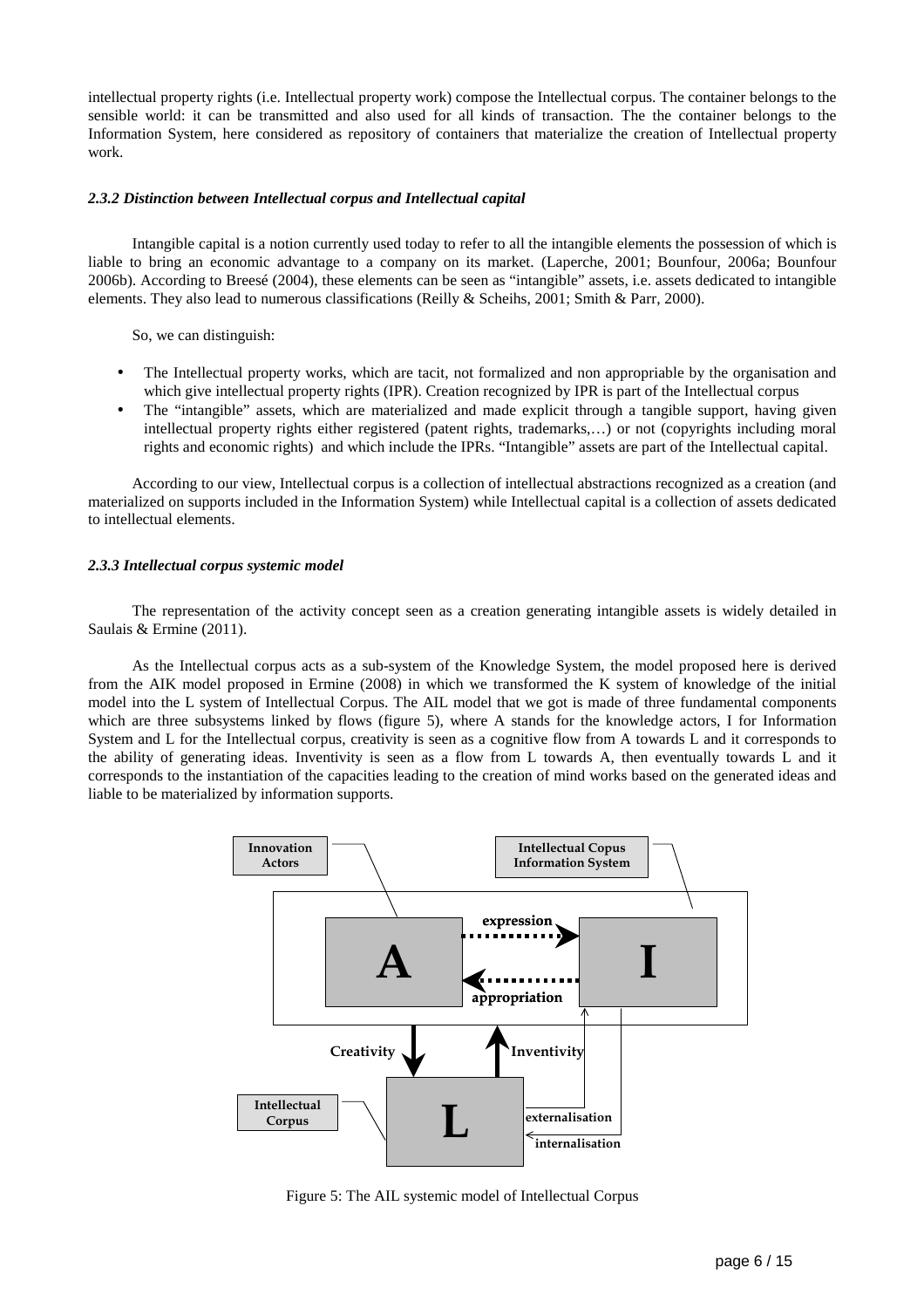intellectual property rights (i.e. Intellectual property work) compose the Intellectual corpus. The container belongs to the sensible world: it can be transmitted and also used for all kinds of transaction. The the container belongs to the Information System, here considered as repository of containers that materialize the creation of Intellectual property work.

#### *2.3.2 Distinction between Intellectual corpus and Intellectual capital*

Intangible capital is a notion currently used today to refer to all the intangible elements the possession of which is liable to bring an economic advantage to a company on its market. (Laperche, 2001; Bounfour, 2006a; Bounfour 2006b). According to Breesé (2004), these elements can be seen as "intangible" assets, i.e. assets dedicated to intangible elements. They also lead to numerous classifications (Reilly & Scheihs, 2001; Smith & Parr, 2000).

So, we can distinguish:

- The Intellectual property works, which are tacit, not formalized and non appropriable by the organisation and which give intellectual property rights (IPR). Creation recognized by IPR is part of the Intellectual corpus
- The "intangible" assets, which are materialized and made explicit through a tangible support, having given intellectual property rights either registered (patent rights, trademarks,…) or not (copyrights including moral rights and economic rights) and which include the IPRs. "Intangible" assets are part of the Intellectual capital.

According to our view, Intellectual corpus is a collection of intellectual abstractions recognized as a creation (and materialized on supports included in the Information System) while Intellectual capital is a collection of assets dedicated to intellectual elements.

#### *2.3.3 Intellectual corpus systemic model*

The representation of the activity concept seen as a creation generating intangible assets is widely detailed in Saulais & Ermine (2011).

As the Intellectual corpus acts as a sub-system of the Knowledge System, the model proposed here is derived from the AIK model proposed in Ermine (2008) in which we transformed the K system of knowledge of the initial model into the L system of Intellectual Corpus. The AIL model that we got is made of three fundamental components which are three subsystems linked by flows (figure 5), where A stands for the knowledge actors, I for Information System and L for the Intellectual corpus, creativity is seen as a cognitive flow from A towards L and it corresponds to the ability of generating ideas. Inventivity is seen as a flow from L towards A, then eventually towards L and it corresponds to the instantiation of the capacities leading to the creation of mind works based on the generated ideas and liable to be materialized by information supports.

Figure 5: The AIL systemic model of Intellectual Corpus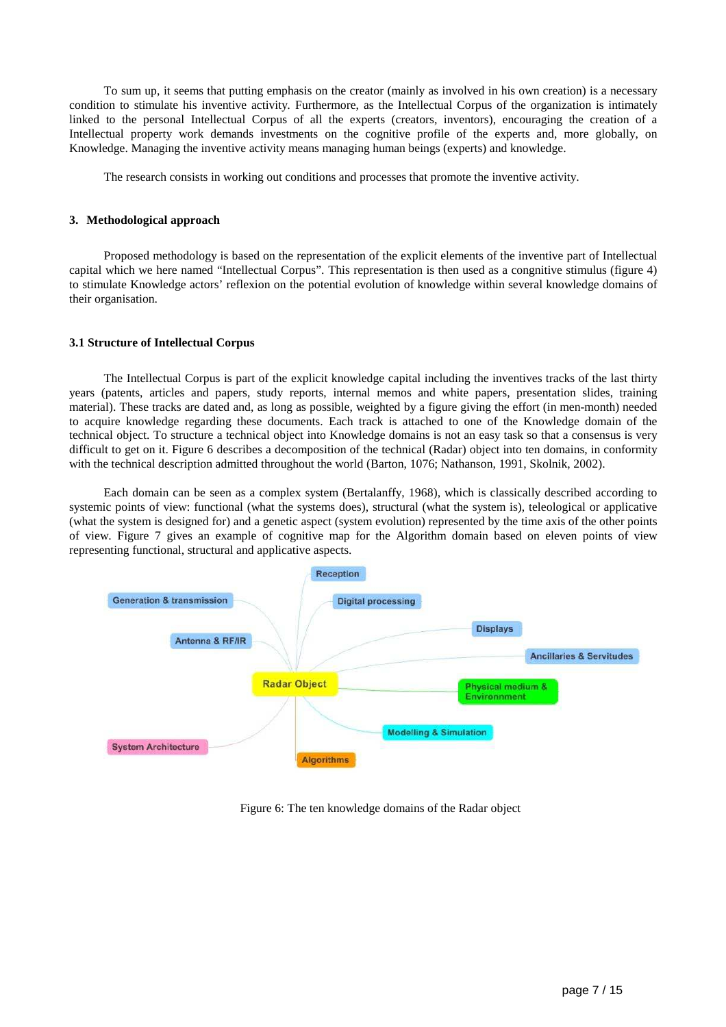To sum up, it seems that putting emphasis on the creator (mainly as involved in his own creation) is a necessary condition to stimulate his inventive activity. Furthermore, as the Intellectual Corpus of the organization is intimately linked to the personal Intellectual Corpus of all the experts (creators, inventors), encouraging the creation of a Intellectual property work demands investments on the cognitive profile of the experts and, more globally, on Knowledge. Managing the inventive activity means managing human beings (experts) and knowledge.

The research consists in working out conditions and processes that promote the inventive activity.

## 3. Methodological approach

Proposed methodology is based on the representation of the explicit elements of the inventive part of Intellectual capital which we here named "Intellectual Corpus". This representation is then used as a congnitive stimulus (figure 4) to stimulate Knowledge actors' reflexion on the potential evolution of knowledge within several knowledge domains of their organisation.

### 3.1 Structure of Intellectual Corpus

The Intellectual Corpus is part of the explicit knowledge capital including the inventives tracks of the last thirty years (patents, articles and papers, study reports, internal memos and white papers, presentation slides, training material). These tracks are dated and, as long as possible, weighted by a figure giving the effort (in men-month) needed to acquire knowledge regarding these documents. Each track is attached to one of the Knowledge domain of the technical object. To structure a technical object into Knowledge domains is not an easy task so that a consensus is very difficult to get on it. Figure 6 describes a decomposition of the technical (Radar) object into ten domains, in conformity with the technical description admitted throughout the world (Barton, 1076; Nathanson, 1991, Skolnik, 2002).

Each domain can be seen as a complex system (Bertalanffy, 1968), which is classically described according to systemic points of view: functional (what the systems does), structural (what the system is), teleological or applicative (what the system is designed for) and a genetic aspect (system evolution) represented by the time axis of the other points of view. Figure 7 gives an example of cognitive map for the Algorithm domain based on eleven points of view representing functional, structural and applicative aspects.

Radar Object: Reception; Digital processing; Displays; Ancillaries & Servitudes; Physical medium & Environnment; Modelling & Simulation; Algorithms; System Architecture; Antenna & RF/IR; Generation & transmission

Figure 6: The ten knowledge domains of the Radar object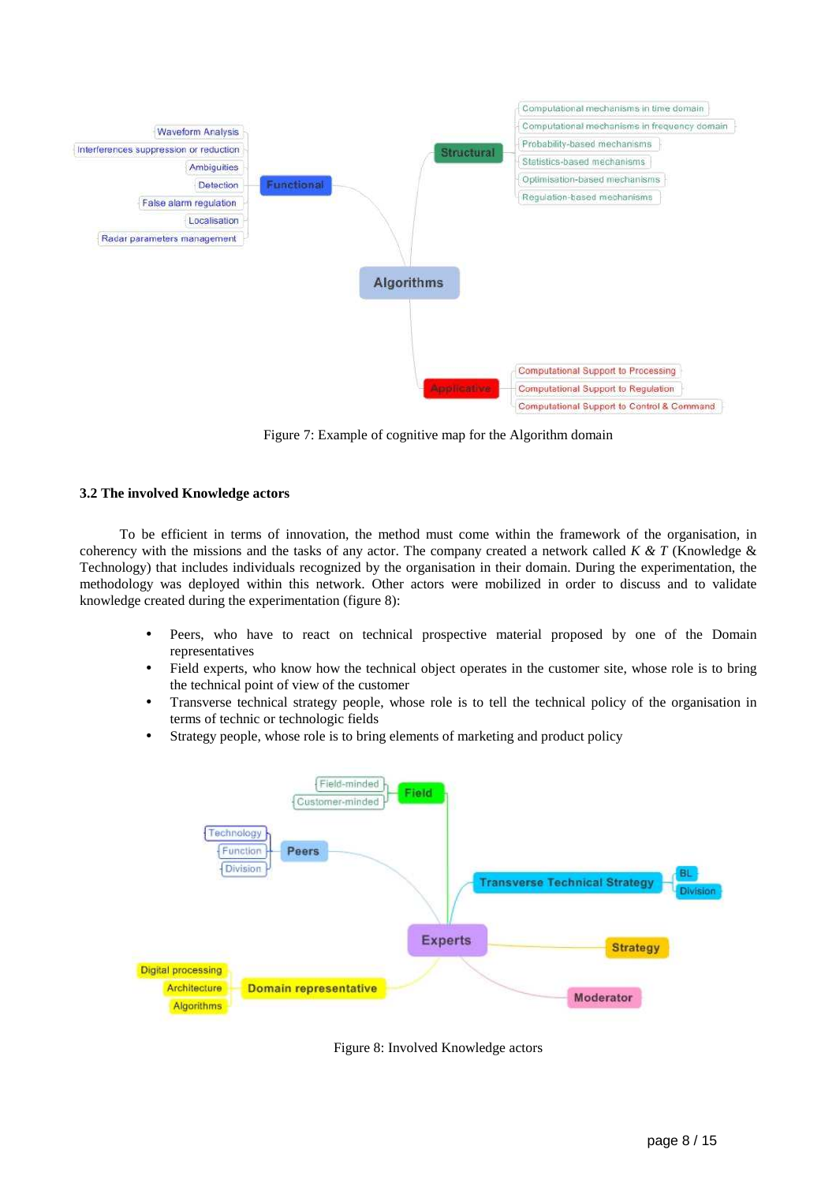Figure 7: Example of cognitive map for the Algorithm domain

### 3.2 The involved Knowledge actors

To be efficient in terms of innovation, the method must come within the framework of the organisation, in coherency with the missions and the tasks of any actor. The company created a network called *K & T* (Knowledge & Technology) that includes individuals recognized by the organisation in their domain. During the experimentation, the methodology was deployed within this network. Other actors were mobilized in order to discuss and to validate knowledge created during the experimentation (figure 8):

- Peers, who have to react on technical prospective material proposed by one of the Domain representatives
- Field experts, who know how the technical object operates in the customer site, whose role is to bring the technical point of view of the customer
- Transverse technical strategy people, whose role is to tell the technical policy of the organisation in terms of technic or technologic fields
- Strategy people, whose role is to bring elements of marketing and product policy

Figure 8: Involved Knowledge actors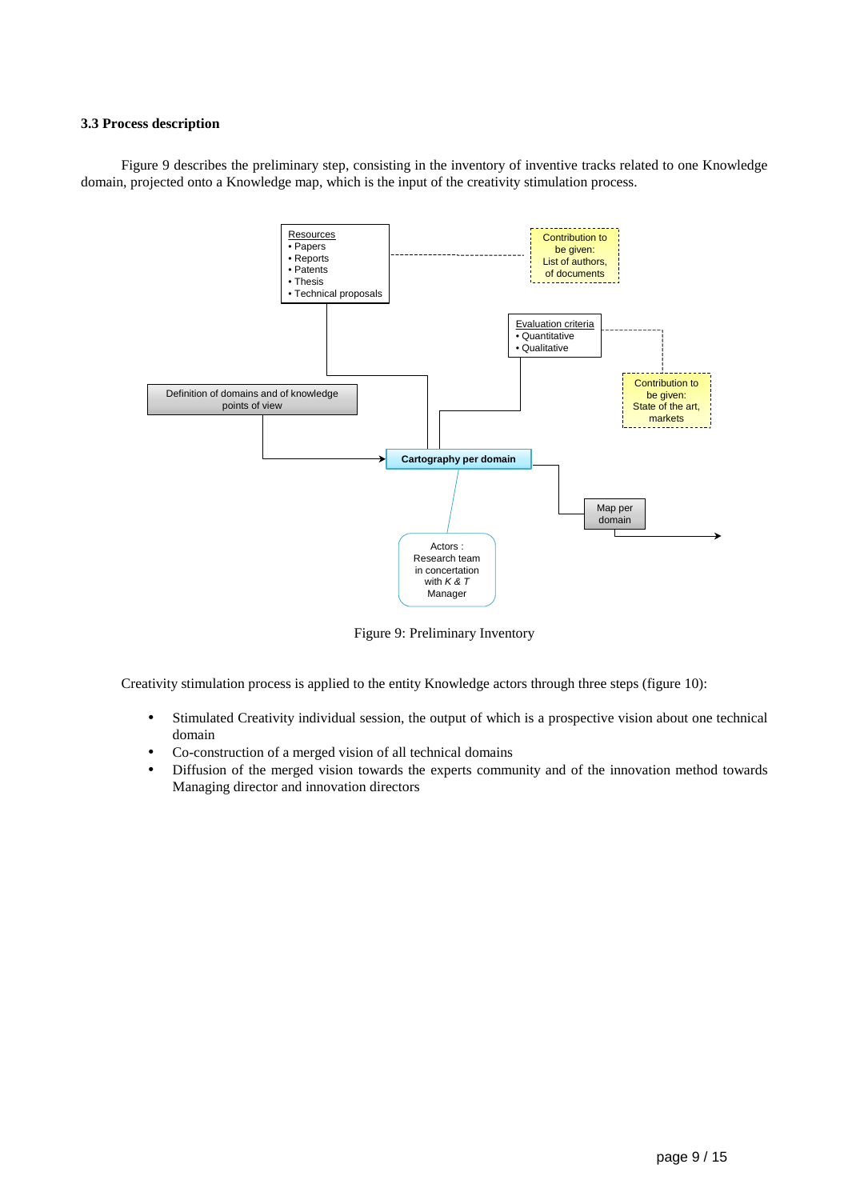### 3.3 Process description

Figure 9 describes the preliminary step, consisting in the inventory of inventive tracks related to one Knowledge domain, projected onto a Knowledge map, which is the input of the creativity stimulation process.

Figure 9: Preliminary Inventory

Creativity stimulation process is applied to the entity Knowledge actors through three steps (figure 10):

- Stimulated Creativity individual session, the output of which is a prospective vision about one technical domain
- Co-construction of a merged vision of all technical domains
- Diffusion of the merged vision towards the experts community and of the innovation method towards Managing director and innovation directors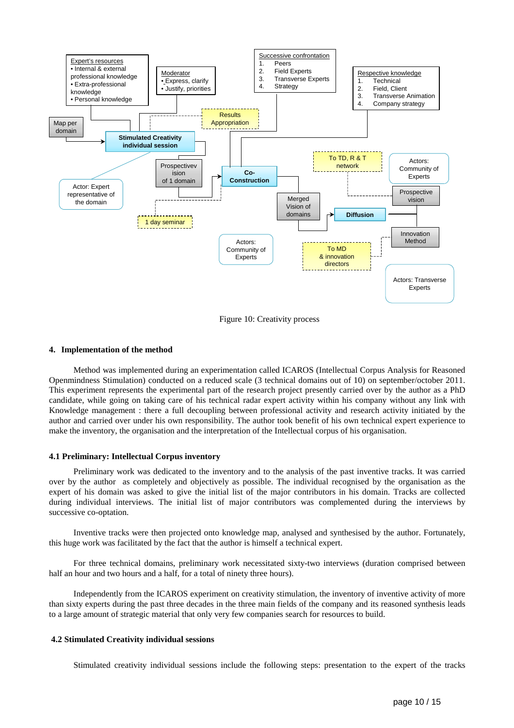Figure 10: Creativity process

## 4. Implementation of the method

Method was implemented during an experimentation called ICAROS (Intellectual Corpus Analysis for Reasoned Openmindness Stimulation) conducted on a reduced scale (3 technical domains out of 10) on september/october 2011. This experiment represents the experimental part of the research project presently carried over by the author as a PhD candidate, while going on taking care of his technical radar expert activity within his company without any link with Knowledge management : there a full decoupling between professional activity and research activity initiated by the author and carried over under his own responsibility. The author took benefit of his own technical expert experience to make the inventory, the organisation and the interpretation of the Intellectual corpus of his organisation.

### 4.1 Preliminary: Intellectual Corpus inventory

Preliminary work was dedicated to the inventory and to the analysis of the past inventive tracks. It was carried over by the author as completely and objectively as possible. The individual recognised by the organisation as the expert of his domain was asked to give the initial list of the major contributors in his domain. Tracks are collected during individual interviews. The initial list of major contributors was complemented during the interviews by successive co-optation.

Inventive tracks were then projected onto knowledge map, analysed and synthesised by the author. Fortunately, this huge work was facilitated by the fact that the author is himself a technical expert.

For three technical domains, preliminary work necessitated sixty-two interviews (duration comprised between half an hour and two hours and a half, for a total of ninety three hours).

Independently from the ICAROS experiment on creativity stimulation, the inventory of inventive activity of more than sixty experts during the past three decades in the three main fields of the company and its reasoned synthesis leads to a large amount of strategic material that only very few companies search for resources to build.

### 4.2 Stimulated Creativity individual sessions

Stimulated creativity individual sessions include the following steps: presentation to the expert of the tracks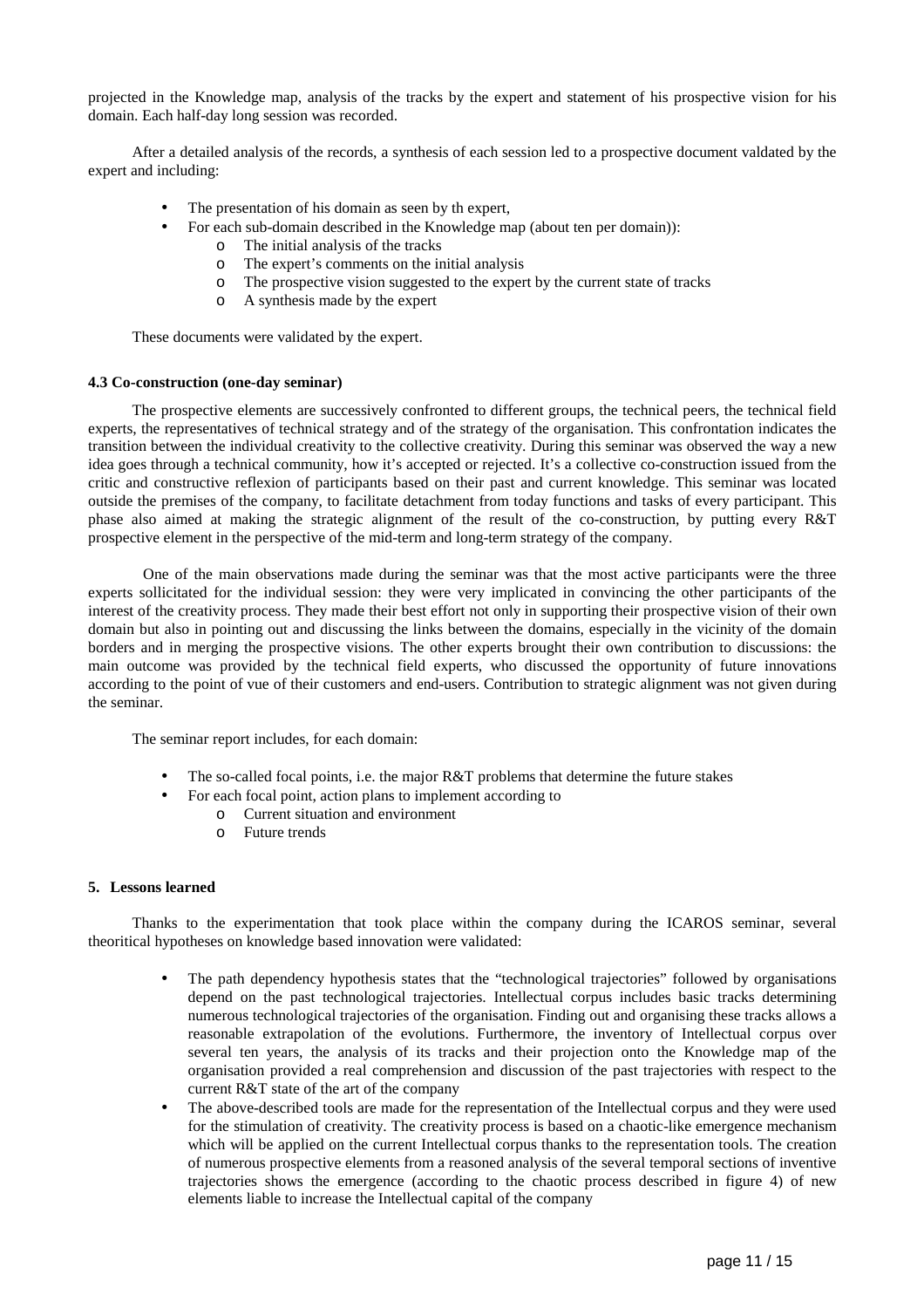projected in the Knowledge map, analysis of the tracks by the expert and statement of his prospective vision for his domain. Each half-day long session was recorded.

After a detailed analysis of the records, a synthesis of each session led to a prospective document valdated by the expert and including:

- The presentation of his domain as seen by th expert,
- For each sub-domain described in the Knowledge map (about ten per domain)):
  - The initial analysis of the tracks
  - The expert's comments on the initial analysis
  - The prospective vision suggested to the expert by the current state of tracks
  - A synthesis made by the expert

These documents were validated by the expert.

**4.3 Co-construction (one-day seminar)**

The prospective elements are successively confronted to different groups, the technical peers, the technical field experts, the representatives of technical strategy and of the strategy of the organisation. This confrontation indicates the transition between the individual creativity to the collective creativity. During this seminar was observed the way a new idea goes through a technical community, how it's accepted or rejected. It's a collective co-construction issued from the critic and constructive reflexion of participants based on their past and current knowledge. This seminar was located outside the premises of the company, to facilitate detachment from today functions and tasks of every participant. This phase also aimed at making the strategic alignment of the result of the co-construction, by putting every R&T prospective element in the perspective of the mid-term and long-term strategy of the company.

One of the main observations made during the seminar was that the most active participants were the three experts sollicitated for the individual session: they were very implicated in convincing the other participants of the interest of the creativity process. They made their best effort not only in supporting their prospective vision of their own domain but also in pointing out and discussing the links between the domains, especially in the vicinity of the domain borders and in merging the prospective visions. The other experts brought their own contribution to discussions: the main outcome was provided by the technical field experts, who discussed the opportunity of future innovations according to the point of vue of their customers and end-users. Contribution to strategic alignment was not given during the seminar.

The seminar report includes, for each domain:

- The so-called focal points, i.e. the major R&T problems that determine the future stakes
- For each focal point, action plans to implement according to
  - Current situation and environment
  - Future trends

**5. Lessons learned**

Thanks to the experimentation that took place within the company during the ICAROS seminar, several theoritical hypotheses on knowledge based innovation were validated:

- The path dependency hypothesis states that the "technological trajectories" followed by organisations depend on the past technological trajectories. Intellectual corpus includes basic tracks determining numerous technological trajectories of the organisation. Finding out and organising these tracks allows a reasonable extrapolation of the evolutions. Furthermore, the inventory of Intellectual corpus over several ten years, the analysis of its tracks and their projection onto the Knowledge map of the organisation provided a real comprehension and discussion of the past trajectories with respect to the current R&T state of the art of the company
- The above-described tools are made for the representation of the Intellectual corpus and they were used for the stimulation of creativity. The creativity process is based on a chaotic-like emergence mechanism which will be applied on the current Intellectual corpus thanks to the representation tools. The creation of numerous prospective elements from a reasoned analysis of the several temporal sections of inventive trajectories shows the emergence (according to the chaotic process described in figure 4) of new elements liable to increase the Intellectual capital of the company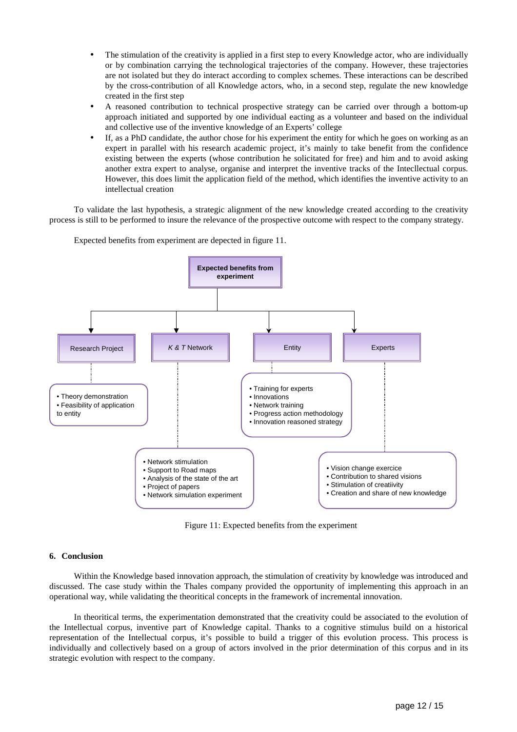- The stimulation of the creativity is applied in a first step to every Knowledge actor, who are individually or by combination carrying the technological trajectories of the company. However, these trajectories are not isolated but they do interact according to complex schemes. These interactions can be described by the cross-contribution of all Knowledge actors, who, in a second step, regulate the new knowledge created in the first step
- A reasoned contribution to technical prospective strategy can be carried over through a bottom-up approach initiated and supported by one individual eacting as a volunteer and based on the individual and collective use of the inventive knowledge of an Experts' college
- If, as a PhD candidate, the author chose for his experiment the entity for which he goes on working as an expert in parallel with his research academic project, it's mainly to take benefit from the confidence existing between the experts (whose contribution he solicitated for free) and him and to avoid asking another extra expert to analyse, organise and interpret the inventive tracks of the Intecllectual corpus. However, this does limit the application field of the method, which identifies the inventive activity to an intellectual creation

To validate the last hypothesis, a strategic alignment of the new knowledge created according to the creativity process is still to be performed to insure the relevance of the prospective outcome with respect to the company strategy.

Expected benefits from experiment are depected in figure 11.

**Expected benefits from experiment**

- **Research Project**
  - Theory demonstration
  - Feasibility of application to entity
- ***K & T* Network**
  - Network stimulation
  - Support to Road maps
  - Analysis of the state of the art
  - Project of papers
  - Network simulation experiment
- **Entity**
  - Training for experts
  - Innovations
  - Network training
  - Progress action methodology
  - Innovation reasoned strategy
- **Experts**
  - Vision change exercice
  - Contribution to shared visions
  - Stimulation of creatiivity
  - Creation and share of new knowledge

Figure 11: Expected benefits from the experiment

## 6. Conclusion

Within the Knowledge based innovation approach, the stimulation of creativity by knowledge was introduced and discussed. The case study within the Thales company provided the opportunity of implementing this approach in an operational way, while validating the theoritical concepts in the framework of incremental innovation.

In theoritical terms, the experimentation demonstrated that the creativity could be associated to the evolution of the Intellectual corpus, inventive part of Knowledge capital. Thanks to a cognitive stimulus build on a historical representation of the Intellectual corpus, it's possible to build a trigger of this evolution process. This process is individually and collectively based on a group of actors involved in the prior determination of this corpus and in its strategic evolution with respect to the company.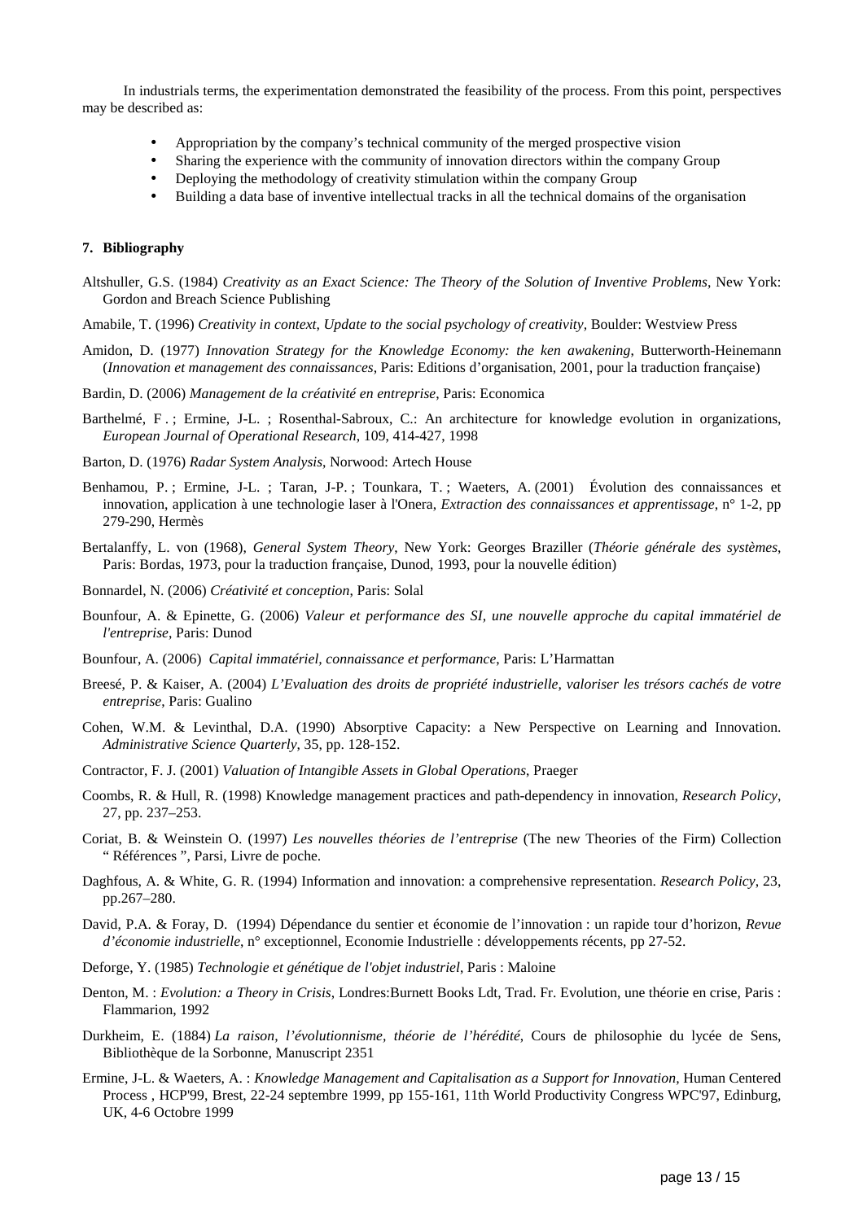In industrials terms, the experimentation demonstrated the feasibility of the process. From this point, perspectives may be described as:

- Appropriation by the company's technical community of the merged prospective vision
- Sharing the experience with the community of innovation directors within the company Group
- Deploying the methodology of creativity stimulation within the company Group
- Building a data base of inventive intellectual tracks in all the technical domains of the organisation

## 7. Bibliography

Altshuller, G.S. (1984) *Creativity as an Exact Science: The Theory of the Solution of Inventive Problems*, New York: Gordon and Breach Science Publishing

Amabile, T. (1996) *Creativity in context, Update to the social psychology of creativity*, Boulder: Westview Press

Amidon, D. (1977) *Innovation Strategy for the Knowledge Economy: the ken awakening*, Butterworth-Heinemann (*Innovation et management des connaissances*, Paris: Editions d'organisation, 2001, pour la traduction française)

Bardin, D. (2006) *Management de la créativité en entreprise*, Paris: Economica

Barthelmé, F . ; Ermine, J-L. ; Rosenthal-Sabroux, C.: An architecture for knowledge evolution in organizations, *European Journal of Operational Research*, 109, 414-427, 1998

Barton, D. (1976) *Radar System Analysis*, Norwood: Artech House

Benhamou, P. ; Ermine, J-L. ; Taran, J-P. ; Tounkara, T. ; Waeters, A. (2001) Évolution des connaissances et innovation, application à une technologie laser à l'Onera, *Extraction des connaissances et apprentissage*, n° 1-2, pp 279-290, Hermès

Bertalanffy, L. von (1968), *General System Theory*, New York: Georges Braziller (*Théorie générale des systèmes*, Paris: Bordas, 1973, pour la traduction française, Dunod, 1993, pour la nouvelle édition)

Bonnardel, N. (2006) *Créativité et conception*, Paris: Solal

Bounfour, A. & Epinette, G. (2006) *Valeur et performance des SI, une nouvelle approche du capital immatériel de l'entreprise*, Paris: Dunod

Bounfour, A. (2006) *Capital immatériel, connaissance et performance*, Paris: L'Harmattan

Breesé, P. & Kaiser, A. (2004) *L'Evaluation des droits de propriété industrielle, valoriser les trésors cachés de votre entreprise*, Paris: Gualino

Cohen, W.M. & Levinthal, D.A. (1990) Absorptive Capacity: a New Perspective on Learning and Innovation. *Administrative Science Quarterly*, 35, pp. 128-152.

Contractor, F. J. (2001) *Valuation of Intangible Assets in Global Operations*, Praeger

Coombs, R. & Hull, R. (1998) Knowledge management practices and path-dependency in innovation, *Research Policy*, 27, pp. 237–253.

Coriat, B. & Weinstein O. (1997) *Les nouvelles théories de l'entreprise* (The new Theories of the Firm) Collection " Références ", Parsi, Livre de poche.

Daghfous, A. & White, G. R. (1994) Information and innovation: a comprehensive representation. *Research Policy*, 23, pp.267–280.

David, P.A. & Foray, D. (1994) Dépendance du sentier et économie de l'innovation : un rapide tour d'horizon, *Revue d'économie industrielle*, n° exceptionnel, Economie Industrielle : développements récents, pp 27-52.

Deforge, Y. (1985) *Technologie et génétique de l'objet industriel*, Paris : Maloine

Denton, M. : *Evolution: a Theory in Crisis*, Londres:Burnett Books Ldt, Trad. Fr. Evolution, une théorie en crise, Paris : Flammarion, 1992

Durkheim, E. (1884) *La raison, l'évolutionnisme, théorie de l'hérédité*, Cours de philosophie du lycée de Sens, Bibliothèque de la Sorbonne, Manuscript 2351

Ermine, J-L. & Waeters, A. : *Knowledge Management and Capitalisation as a Support for Innovation*, Human Centered Process , HCP'99, Brest, 22-24 septembre 1999, pp 155-161, 11th World Productivity Congress WPC'97, Edinburg, UK, 4-6 Octobre 1999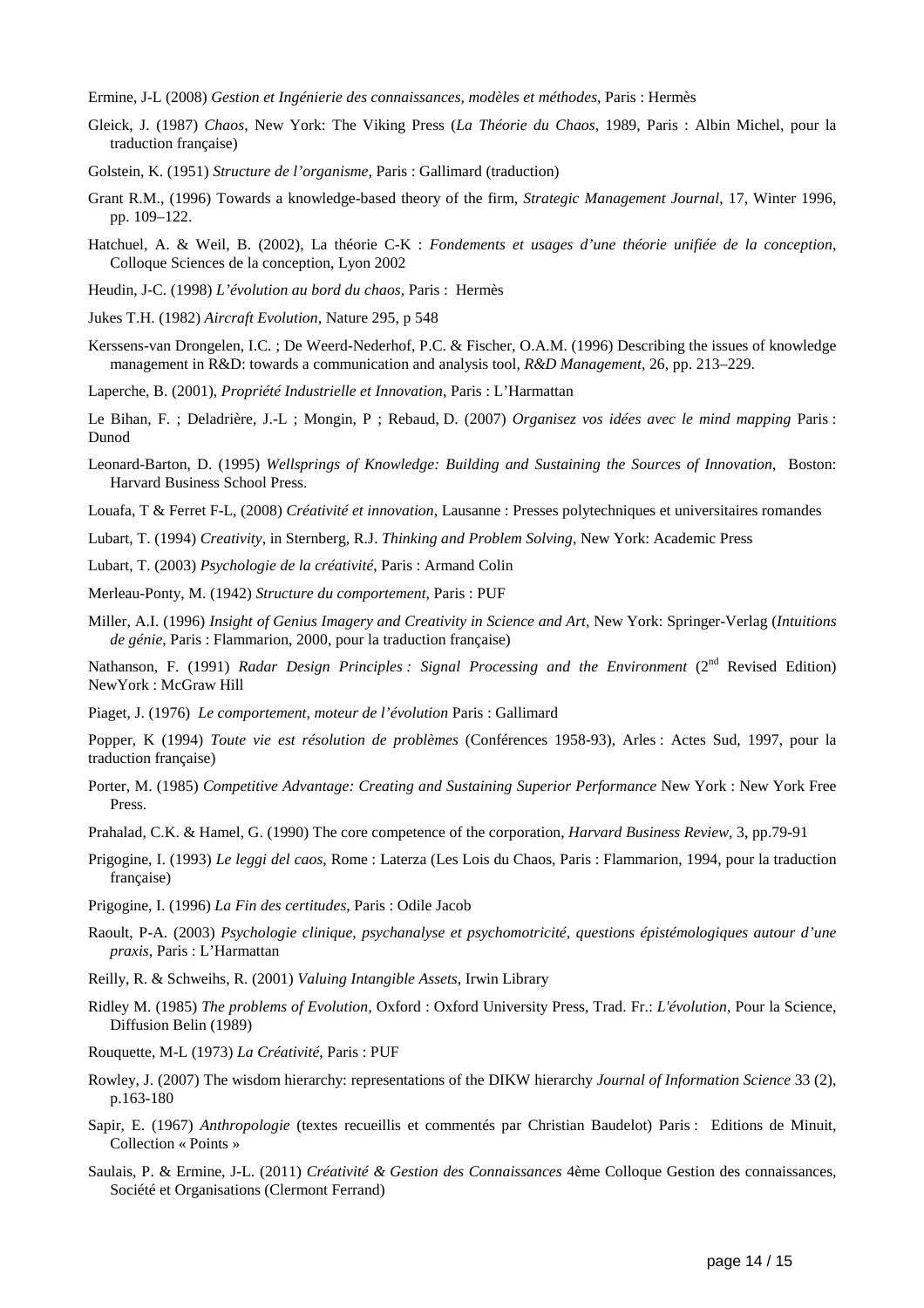Ermine, J-L (2008) *Gestion et Ingénierie des connaissances, modèles et méthodes*, Paris : Hermès

Gleick, J. (1987) *Chaos*, New York: The Viking Press (*La Théorie du Chaos*, 1989, Paris : Albin Michel, pour la traduction française)

Golstein, K. (1951) *Structure de l'organisme*, Paris : Gallimard (traduction)

Grant R.M., (1996) Towards a knowledge-based theory of the firm, *Strategic Management Journal*, 17, Winter 1996, pp. 109–122.

Hatchuel, A. & Weil, B. (2002), La théorie C-K : *Fondements et usages d'une théorie unifiée de la conception*, Colloque Sciences de la conception, Lyon 2002

Heudin, J-C. (1998) *L'évolution au bord du chaos*, Paris : Hermès

Jukes T.H. (1982) *Aircraft Evolution*, Nature 295, p 548

Kerssens-van Drongelen, I.C. ; De Weerd-Nederhof, P.C. & Fischer, O.A.M. (1996) Describing the issues of knowledge management in R&D: towards a communication and analysis tool, *R&D Management*, 26, pp. 213–229.

Laperche, B. (2001), *Propriété Industrielle et Innovation*, Paris : L'Harmattan

Le Bihan, F. ; Deladrière, J.-L ; Mongin, P ; Rebaud, D. (2007) *Organisez vos idées avec le mind mapping* Paris : Dunod

Leonard-Barton, D. (1995) *Wellsprings of Knowledge: Building and Sustaining the Sources of Innovation*, Boston: Harvard Business School Press.

Louafa, T & Ferret F-L, (2008) *Créativité et innovation*, Lausanne : Presses polytechniques et universitaires romandes

Lubart, T. (1994) *Creativity*, in Sternberg, R.J. *Thinking and Problem Solving*, New York: Academic Press

Lubart, T. (2003) *Psychologie de la créativité*, Paris : Armand Colin

Merleau-Ponty, M. (1942) *Structure du comportement*, Paris : PUF

Miller, A.I. (1996) *Insight of Genius Imagery and Creativity in Science and Art*, New York: Springer-Verlag (*Intuitions de génie*, Paris : Flammarion, 2000, pour la traduction française)

Nathanson, F. (1991) *Radar Design Principles : Signal Processing and the Environment* (2nd Revised Edition) NewYork : McGraw Hill

Piaget, J. (1976) *Le comportement, moteur de l'évolution* Paris : Gallimard

Popper, K (1994) *Toute vie est résolution de problèmes* (Conférences 1958-93), Arles : Actes Sud, 1997, pour la traduction française)

Porter, M. (1985) *Competitive Advantage: Creating and Sustaining Superior Performance* New York : New York Free Press.

Prahalad, C.K. & Hamel, G. (1990) The core competence of the corporation, *Harvard Business Review*, 3, pp.79-91

Prigogine, I. (1993) *Le leggi del caos*, Rome : Laterza (Les Lois du Chaos, Paris : Flammarion, 1994, pour la traduction française)

Prigogine, I. (1996) *La Fin des certitudes*, Paris : Odile Jacob

Raoult, P-A. (2003) *Psychologie clinique, psychanalyse et psychomotricité, questions épistémologiques autour d'une praxis*, Paris : L'Harmattan

Reilly, R. & Schweihs, R. (2001) *Valuing Intangible Assets*, Irwin Library

Ridley M. (1985) *The problems of Evolution,* Oxford : Oxford University Press, Trad. Fr.: *L'évolution*, Pour la Science, Diffusion Belin (1989)

Rouquette, M-L (1973) *La Créativité*, Paris : PUF

Rowley, J. (2007) The wisdom hierarchy: representations of the DIKW hierarchy *Journal of Information Science* 33 (2), p.163-180

Sapir, E. (1967) *Anthropologie* (textes recueillis et commentés par Christian Baudelot) Paris : Editions de Minuit, Collection « Points »

Saulais, P. & Ermine, J-L. (2011) *Créativité & Gestion des Connaissances* 4ème Colloque Gestion des connaissances, Société et Organisations (Clermont Ferrand)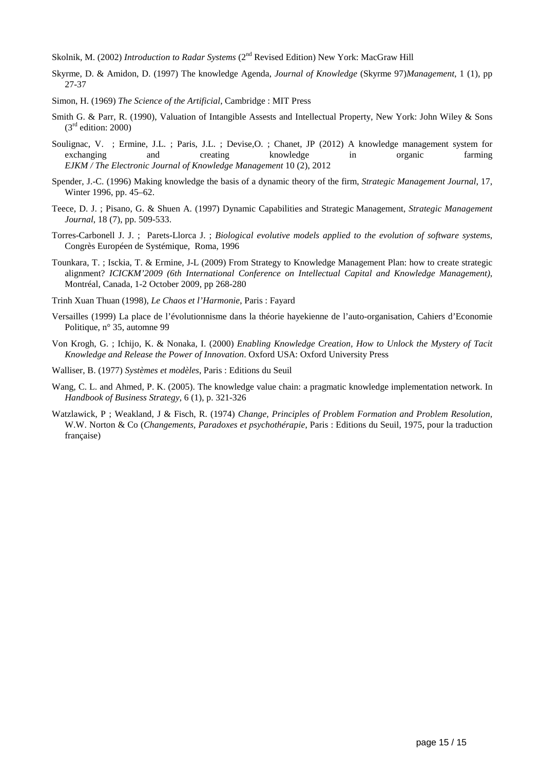Skolnik, M. (2002) *Introduction to Radar Systems* (2nd Revised Edition) New York: MacGraw Hill

Skyrme, D. & Amidon, D. (1997) The knowledge Agenda, *Journal of Knowledge* (Skyrme 97)*Management*, 1 (1), pp 27-37

Simon, H. (1969) *The Science of the Artificial*, Cambridge : MIT Press

Smith G. & Parr, R. (1990), Valuation of Intangible Assests and Intellectual Property, New York: John Wiley & Sons (3rd edition: 2000)

Soulignac, V. ; Ermine, J.L. ; Paris, J.L. ; Devise,O. ; Chanet, JP (2012) A knowledge management system for exchanging and creating knowledge in organic farming *EJKM / The Electronic Journal of Knowledge Management* 10 (2), 2012

Spender, J.-C. (1996) Making knowledge the basis of a dynamic theory of the firm, *Strategic Management Journal*, 17, Winter 1996, pp. 45–62.

Teece, D. J. ; Pisano, G. & Shuen A. (1997) Dynamic Capabilities and Strategic Management, *Strategic Management Journal*, 18 (7), pp. 509-533.

Torres-Carbonell J. J. ; Parets-Llorca J. ; *Biological evolutive models applied to the evolution of software systems*, Congrès Européen de Systémique, Roma, 1996

Tounkara, T. ; Isckia, T. & Ermine, J-L (2009) From Strategy to Knowledge Management Plan: how to create strategic alignment? *ICICKM'2009 (6th International Conference on Intellectual Capital and Knowledge Management)*, Montréal, Canada, 1-2 October 2009, pp 268-280

Trinh Xuan Thuan (1998), *Le Chaos et l'Harmonie*, Paris : Fayard

Versailles (1999) La place de l'évolutionnisme dans la théorie hayekienne de l'auto-organisation, Cahiers d'Economie Politique, n° 35, automne 99

Von Krogh, G. ; Ichijo, K. & Nonaka, I. (2000) *Enabling Knowledge Creation, How to Unlock the Mystery of Tacit Knowledge and Release the Power of Innovation*. Oxford USA: Oxford University Press

Walliser, B. (1977) *Systèmes et modèles*, Paris : Editions du Seuil

Wang, C. L. and Ahmed, P. K. (2005). The knowledge value chain: a pragmatic knowledge implementation network. In *Handbook of Business Strategy*, 6 (1), p. 321-326

Watzlawick, P ; Weakland, J & Fisch, R. (1974) *Change, Principles of Problem Formation and Problem Resolution*, W.W. Norton & Co (*Changements, Paradoxes et psychothérapie*, Paris : Editions du Seuil, 1975, pour la traduction française)